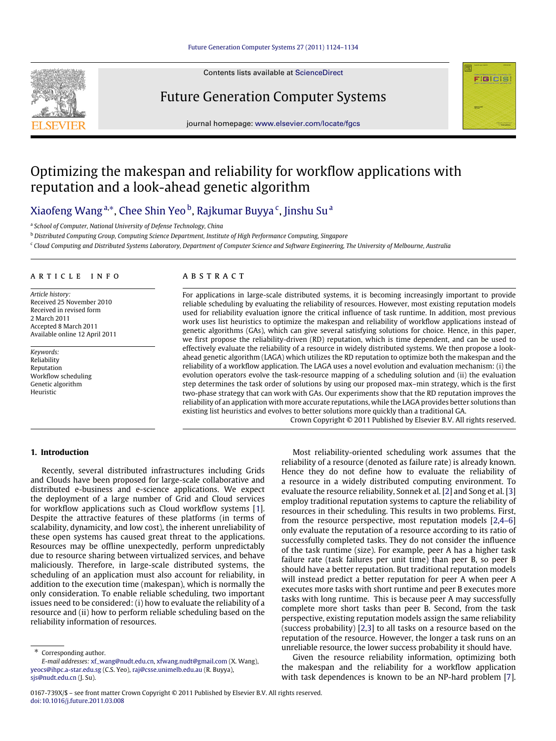# Optimizing the makespan and reliability for workflow applications with reputation and a look-ahead genetic algorithm

Xiaofeng Wang [a,*], Chee Shin Yeo [b], Rajkumar Buyya [c], Jinshu Su [a]

[a] *School of Computer, National University of Defense Technology, China*

[b] *Distributed Computing Group, Computing Science Department, Institute of High Performance Computing, Singapore*

[c] *Cloud Computing and Distributed Systems Laboratory, Department of Computer Science and Software Engineering, The University of Melbourne, Australia*

## ARTICLE INFO

*Article history:*
Received 25 November 2010
Received in revised form 2 March 2011
Accepted 8 March 2011
Available online 12 April 2011

*Keywords:*
Reliability
Reputation
Workflow scheduling
Genetic algorithm
Heuristic

## ABSTRACT

For applications in large-scale distributed systems, it is becoming increasingly important to provide reliable scheduling by evaluating the reliability of resources. However, most existing reputation models used for reliability evaluation ignore the critical influence of task runtime. In addition, most previous work uses list heuristics to optimize the makespan and reliability of workflow applications instead of genetic algorithms (GAs), which can give several satisfying solutions for choice. Hence, in this paper, we first propose the reliability-driven (RD) reputation, which is time dependent, and can be used to effectively evaluate the reliability of a resource in widely distributed systems. We then propose a look-ahead genetic algorithm (LAGA) which utilizes the RD reputation to optimize both the makespan and the reliability of a workflow application. The LAGA uses a novel evolution and evaluation mechanism: (i) the evolution operators evolve the task-resource mapping of a scheduling solution and (ii) the evaluation step determines the task order of solutions by using our proposed max–min strategy, which is the first two-phase strategy that can work with GAs. Our experiments show that the RD reputation improves the reliability of an application with more accurate reputations, while the LAGA provides better solutions than existing list heuristics and evolves to better solutions more quickly than a traditional GA.

Crown Copyright © 2011 Published by Elsevier B.V. All rights reserved.

## 1. Introduction

Recently, several distributed infrastructures including Grids and Clouds have been proposed for large-scale collaborative and distributed e-business and e-science applications. We expect the deployment of a large number of Grid and Cloud services for workflow applications such as Cloud workflow systems [1]. Despite the attractive features of these platforms (in terms of scalability, dynamicity, and low cost), the inherent unreliability of these open systems has caused great threat to the applications. Resources may be offline unexpectedly, perform unpredictably due to resource sharing between virtualized services, and behave maliciously. Therefore, in large-scale distributed systems, the scheduling of an application must also account for reliability, in addition to the execution time (makespan), which is normally the only consideration. To enable reliable scheduling, two important issues need to be considered: (i) how to evaluate the reliability of a resource and (ii) how to perform reliable scheduling based on the reliability information of resources.

Most reliability-oriented scheduling work assumes that the reliability of a resource (denoted as failure rate) is already known. Hence they do not define how to evaluate the reliability of a resource in a widely distributed computing environment. To evaluate the resource reliability, Sonnek et al. [2] and Song et al. [3] employ traditional reputation systems to capture the reliability of resources in their scheduling. This results in two problems. First, from the resource perspective, most reputation models [2,4–6] only evaluate the reputation of a resource according to its ratio of successfully completed tasks. They do not consider the influence of the task runtime (size). For example, peer A has a higher task failure rate (task failures per unit time) than peer B, so peer B should have a better reputation. But traditional reputation models will instead predict a better reputation for peer A when peer A executes more tasks with short runtime and peer B executes more tasks with long runtime. This is because peer A may successfully complete more short tasks than peer B. Second, from the task perspective, existing reputation models assign the same reliability (success probability) [2,3] to all tasks on a resource based on the reputation of the resource. However, the longer a task runs on an unreliable resource, the lower success probability it should have.

Given the resource reliability information, optimizing both the makespan and the reliability for a workflow application with task dependences is known to be an NP-hard problem [7].

---

\* Corresponding author.
*E-mail addresses:* xf_wang@nudt.edu.cn, xfwang.nudt@gmail.com (X. Wang), yeocs@ihpc.a-star.edu.sg (C.S. Yeo), raj@csse.unimelb.edu.au (R. Buyya), sjs@nudt.edu.cn (J. Su).

0167-739X/$ – see front matter Crown Copyright © 2011 Published by Elsevier B.V. All rights reserved.
doi:10.1016/j.future.2011.03.008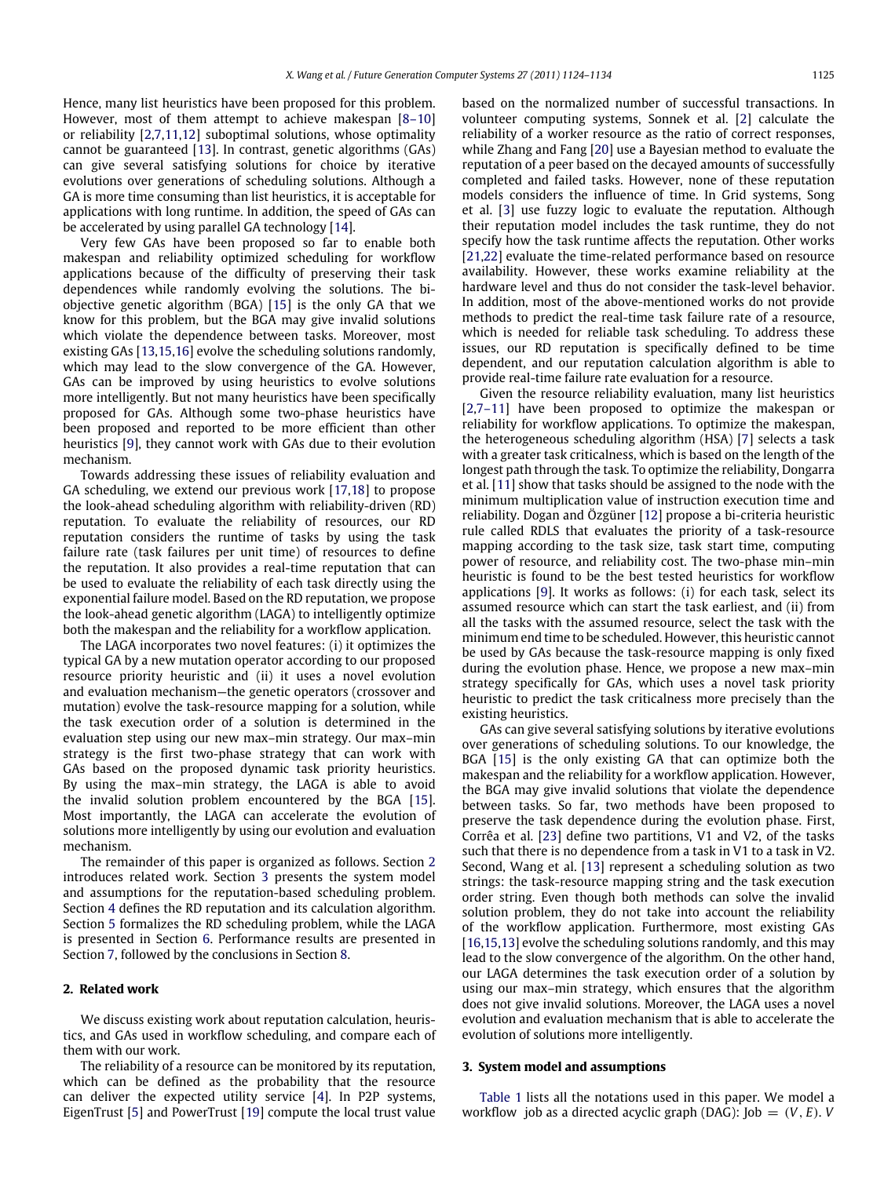Hence, many list heuristics have been proposed for this problem. However, most of them attempt to achieve makespan [8–10] or reliability [2,7,11,12] suboptimal solutions, whose optimality cannot be guaranteed [13]. In contrast, genetic algorithms (GAs) can give several satisfying solutions for choice by iterative evolutions over generations of scheduling solutions. Although a GA is more time consuming than list heuristics, it is acceptable for applications with long runtime. In addition, the speed of GAs can be accelerated by using parallel GA technology [14].

Very few GAs have been proposed so far to enable both makespan and reliability optimized scheduling for workflow applications because of the difficulty of preserving their task dependences while randomly evolving the solutions. The bi-objective genetic algorithm (BGA) [15] is the only GA that we know for this problem, but the BGA may give invalid solutions which violate the dependence between tasks. Moreover, most existing GAs [13,15,16] evolve the scheduling solutions randomly, which may lead to the slow convergence of the GA. However, GAs can be improved by using heuristics to evolve solutions more intelligently. But not many heuristics have been specifically proposed for GAs. Although some two-phase heuristics have been proposed and reported to be more efficient than other heuristics [9], they cannot work with GAs due to their evolution mechanism.

Towards addressing these issues of reliability evaluation and GA scheduling, we extend our previous work [17,18] to propose the look-ahead scheduling algorithm with reliability-driven (RD) reputation. To evaluate the reliability of resources, our RD reputation considers the runtime of tasks by using the task failure rate (task failures per unit time) of resources to define the reputation. It also provides a real-time reputation that can be used to evaluate the reliability of each task directly using the exponential failure model. Based on the RD reputation, we propose the look-ahead genetic algorithm (LAGA) to intelligently optimize both the makespan and the reliability for a workflow application.

The LAGA incorporates two novel features: (i) it optimizes the typical GA by a new mutation operator according to our proposed resource priority heuristic and (ii) it uses a novel evolution and evaluation mechanism—the genetic operators (crossover and mutation) evolve the task-resource mapping for a solution, while the task execution order of a solution is determined in the evaluation step using our new max–min strategy. Our max–min strategy is the first two-phase strategy that can work with GAs based on the proposed dynamic task priority heuristics. By using the max–min strategy, the LAGA is able to avoid the invalid solution problem encountered by the BGA [15]. Most importantly, the LAGA can accelerate the evolution of solutions more intelligently by using our evolution and evaluation mechanism.

The remainder of this paper is organized as follows. Section 2 introduces related work. Section 3 presents the system model and assumptions for the reputation-based scheduling problem. Section 4 defines the RD reputation and its calculation algorithm. Section 5 formalizes the RD scheduling problem, while the LAGA is presented in Section 6. Performance results are presented in Section 7, followed by the conclusions in Section 8.

## 2. Related work

We discuss existing work about reputation calculation, heuristics, and GAs used in workflow scheduling, and compare each of them with our work.

The reliability of a resource can be monitored by its reputation, which can be defined as the probability that the resource can deliver the expected utility service [4]. In P2P systems, EigenTrust [5] and PowerTrust [19] compute the local trust value based on the normalized number of successful transactions. In volunteer computing systems, Sonnek et al. [2] calculate the reliability of a worker resource as the ratio of correct responses, while Zhang and Fang [20] use a Bayesian method to evaluate the reputation of a peer based on the decayed amounts of successfully completed and failed tasks. However, none of these reputation models considers the influence of time. In Grid systems, Song et al. [3] use fuzzy logic to evaluate the reputation. Although their reputation model includes the task runtime, they do not specify how the task runtime affects the reputation. Other works [21,22] evaluate the time-related performance based on resource availability. However, these works examine reliability at the hardware level and thus do not consider the task-level behavior. In addition, most of the above-mentioned works do not provide methods to predict the real-time task failure rate of a resource, which is needed for reliable task scheduling. To address these issues, our RD reputation is specifically defined to be time dependent, and our reputation calculation algorithm is able to provide real-time failure rate evaluation for a resource.

Given the resource reliability evaluation, many list heuristics [2,7–11] have been proposed to optimize the makespan or reliability for workflow applications. To optimize the makespan, the heterogeneous scheduling algorithm (HSA) [7] selects a task with a greater task criticalness, which is based on the length of the longest path through the task. To optimize the reliability, Dongarra et al. [11] show that tasks should be assigned to the node with the minimum multiplication value of instruction execution time and reliability. Dogan and Özgüner [12] propose a bi-criteria heuristic rule called RDLS that evaluates the priority of a task-resource mapping according to the task size, task start time, computing power of resource, and reliability cost. The two-phase min–min heuristic is found to be the best tested heuristics for workflow applications [9]. It works as follows: (i) for each task, select its assumed resource which can start the task earliest, and (ii) from all the tasks with the assumed resource, select the task with the minimum end time to be scheduled. However, this heuristic cannot be used by GAs because the task-resource mapping is only fixed during the evolution phase. Hence, we propose a new max–min strategy specifically for GAs, which uses a novel task priority heuristic to predict the task criticalness more precisely than the existing heuristics.

GAs can give several satisfying solutions by iterative evolutions over generations of scheduling solutions. To our knowledge, the BGA [15] is the only existing GA that can optimize both the makespan and the reliability for a workflow application. However, the BGA may give invalid solutions that violate the dependence between tasks. So far, two methods have been proposed to preserve the task dependence during the evolution phase. First, Corrêa et al. [23] define two partitions, V1 and V2, of the tasks such that there is no dependence from a task in V1 to a task in V2. Second, Wang et al. [13] represent a scheduling solution as two strings: the task-resource mapping string and the task execution order string. Even though both methods can solve the invalid solution problem, they do not take into account the reliability of the workflow application. Furthermore, most existing GAs [16,15,13] evolve the scheduling solutions randomly, and this may lead to the slow convergence of the algorithm. On the other hand, our LAGA determines the task execution order of a solution by using our max–min strategy, which ensures that the algorithm does not give invalid solutions. Moreover, the LAGA uses a novel evolution and evaluation mechanism that is able to accelerate the evolution of solutions more intelligently.

## 3. System model and assumptions

Table 1 lists all the notations used in this paper. We model a workflow job as a directed acyclic graph (DAG): Job $= (V, E)$. $V$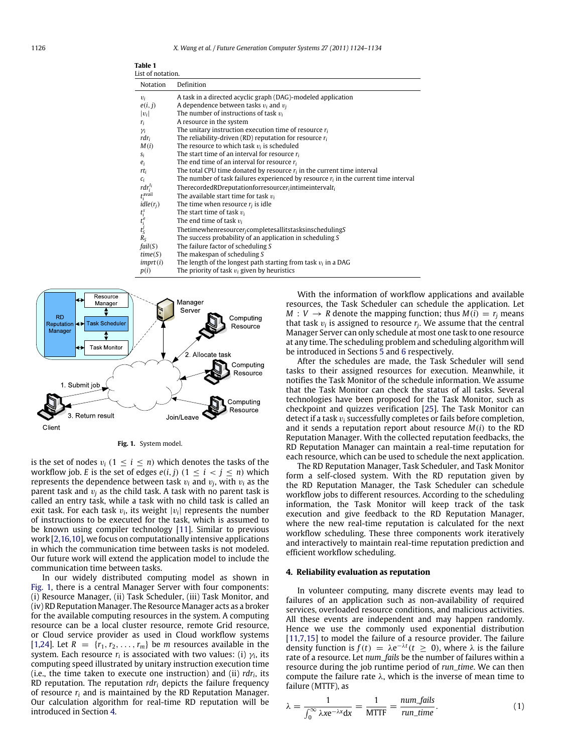**Table 1**
List of notation.

| Notation | Definition |
|---|---|
| $v_i$ | A task in a directed acyclic graph (DAG)-modeled application |
| $e(i, j)$ | A dependence between tasks $v_i$ and $v_j$ |
| $\|v_i\|$ | The number of instructions of task $v_i$ |
| $r_i$ | A resource in the system |
| $\gamma_i$ | The unitary instruction execution time of resource $r_i$ |
| $rdr_i$ | The reliability-driven (RD) reputation for resource $r_i$ |
| $M(i)$ | The resource to which task $v_i$ is scheduled |
| $s_i$ | The start time of an interval for resource $r_i$ |
| $e_i$ | The end time of an interval for resource $r_i$ |
| $rt_i$ | The total CPU time donated by resource $r_i$ in the current time interval |
| $c_i$ | The number of task failures experienced by resource $r_i$ in the current time interval |
| $rdr_i^{t_i}$ | The recorded RD reputation for resource $r_i$ in time interval $t_i$ |
| $t_i^{avail}$ | The available start time for task $v_i$ |
| $idle(r_j)$ | The time when resource $r_j$ is idle |
| $t_i^s$ | The start time of task $v_i$ |
| $t_i^e$ | The end time of task $v_i$ |
| $t_S^j$ | The time when resource $r_j$ completes all its tasks in scheduling $S$ |
| $R_S$ | The success probability of an application in scheduling $S$ |
| $fail(S)$ | The failure factor of scheduling $S$ |
| $time(S)$ | The makespan of scheduling $S$ |
| $imprt(i)$ | The length of the longest path starting from task $v_i$ in a DAG |
| $p(i)$ | The priority of task $v_i$ given by heuristics |

**Fig. 1.** System model.

is the set of nodes $v_i$ $(1 \le i \le n)$ which denotes the tasks of the workflow job. $E$ is the set of edges $e(i, j)$ $(1 \le i < j \le n)$ which represents the dependence between task $v_i$ and $v_j$, with $v_i$ as the parent task and $v_j$ as the child task. A task with no parent task is called an entry task, while a task with no child task is called an exit task. For each task $v_i$, its weight $|v_i|$ represents the number of instructions to be executed for the task, which is assumed to be known using compiler technology [11]. Similar to previous work [2,16,10], we focus on computationally intensive applications in which the communication time between tasks is not modeled. Our future work will extend the application model to include the communication time between tasks.

In our widely distributed computing model as shown in Fig. 1, there is a central Manager Server with four components: (i) Resource Manager, (ii) Task Scheduler, (iii) Task Monitor, and (iv) RD Reputation Manager. The Resource Manager acts as a broker for the available computing resources in the system. A computing resource can be a local cluster resource, remote Grid resource, or Cloud service provider as used in Cloud workflow systems [1,24]. Let $R = \{r_1, r_2, \ldots, r_m\}$ be $m$ resources available in the system. Each resource $r_i$ is associated with two values: (i) $\gamma_i$, its computing speed illustrated by unitary instruction execution time (i.e., the time taken to execute one instruction) and (ii) $rdr_i$, its RD reputation. The reputation $rdr_i$ depicts the failure frequency of resource $r_i$ and is maintained by the RD Reputation Manager. Our calculation algorithm for real-time RD reputation will be introduced in Section 4.

With the information of workflow applications and available resources, the Task Scheduler can schedule the application. Let $M : V \to R$ denote the mapping function; thus $M(i) = r_j$ means that task $v_i$ is assigned to resource $r_j$. We assume that the central Manager Server can only schedule at most one task to one resource at any time. The scheduling problem and scheduling algorithm will be introduced in Sections 5 and 6 respectively.

After the schedules are made, the Task Scheduler will send tasks to their assigned resources for execution. Meanwhile, it notifies the Task Monitor of the schedule information. We assume that the Task Monitor can check the status of all tasks. Several technologies have been proposed for the Task Monitor, such as checkpoint and quizzes verification [25]. The Task Monitor can detect if a task $v_i$ successfully completes or fails before completion, and it sends a reputation report about resource $M(i)$ to the RD Reputation Manager. With the collected reputation feedbacks, the RD Reputation Manager can maintain a real-time reputation for each resource, which can be used to schedule the next application.

The RD Reputation Manager, Task Scheduler, and Task Monitor form a self-closed system. With the RD reputation given by the RD Reputation Manager, the Task Scheduler can schedule workflow jobs to different resources. According to the scheduling information, the Task Monitor will keep track of the task execution and give feedback to the RD Reputation Manager, where the new real-time reputation is calculated for the next workflow scheduling. These three components work iteratively and interactively to maintain real-time reputation prediction and efficient workflow scheduling.

## 4. Reliability evaluation as reputation

In volunteer computing, many discrete events may lead to failures of an application such as non-availability of required services, overloaded resource conditions, and malicious activities. All these events are independent and may happen randomly. Hence we use the commonly used exponential distribution [11,7,15] to model the failure of a resource provider. The failure density function is $f(t) = \lambda e^{-\lambda t} (t \ge 0)$, where $\lambda$ is the failure rate of a resource. Let *num_fails* be the number of failures within a resource during the job runtime period of *run_time*. We can then compute the failure rate $\lambda$, which is the inverse of mean time to failure (MTTF), as

$$\lambda = \frac{1}{\int_0^\infty \lambda x e^{-\lambda x} dx} = \frac{1}{\text{MTTF}} = \frac{num\_fails}{run\_time}. \tag{1}$$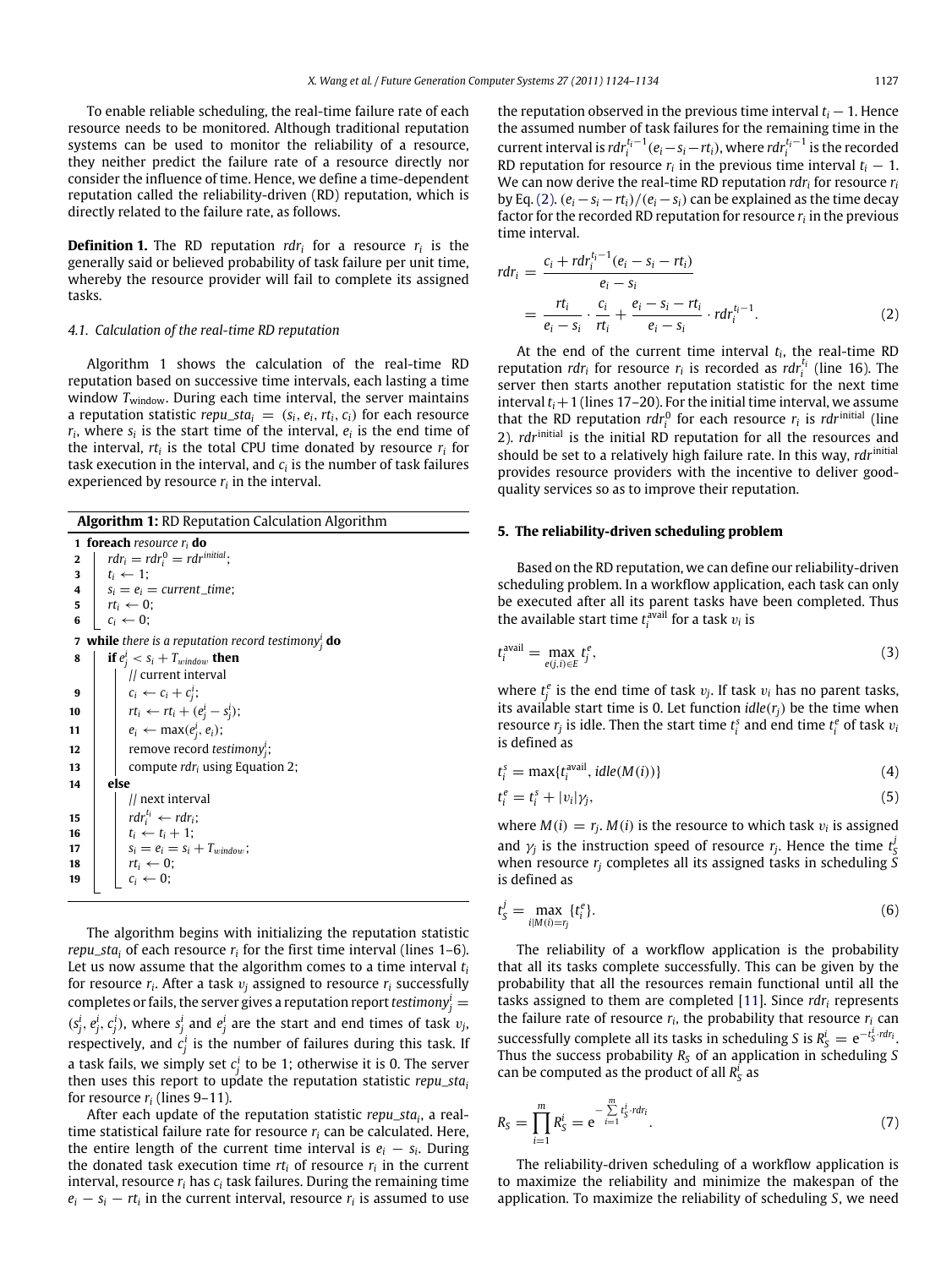To enable reliable scheduling, the real-time failure rate of each resource needs to be monitored. Although traditional reputation systems can be used to monitor the reliability of a resource, they neither predict the failure rate of a resource directly nor consider the influence of time. Hence, we define a time-dependent reputation called the reliability-driven (RD) reputation, which is directly related to the failure rate, as follows.

**Definition 1.** The RD reputation $rdr_i$ for a resource $r_i$ is the generally said or believed probability of task failure per unit time, whereby the resource provider will fail to complete its assigned tasks.

### 4.1. Calculation of the real-time RD reputation

Algorithm 1 shows the calculation of the real-time RD reputation based on successive time intervals, each lasting a time window $T_{\text{window}}$. During each time interval, the server maintains a reputation statistic $repu\_sta_i = (s_i, e_i, rt_i, c_i)$ for each resource $r_i$, where $s_i$ is the start time of the interval, $e_i$ is the end time of the interval, $rt_i$ is the total CPU time donated by resource $r_i$ for task execution in the interval, and $c_i$ is the number of task failures experienced by resource $r_i$ in the interval.

**Algorithm 1:** RD Reputation Calculation Algorithm

```
1  foreach resource r_i do
2      rdr_i = rdr_i^0 = rdr^initial;
3      t_i ← 1;
4      s_i = e_i = current_time;
5      rt_i ← 0;
6      c_i ← 0;
7  while there is a reputation record testimony_j^i do
8      if e_j^i < s_i + T_window then
           // current interval
9          c_i ← c_i + c_j^i;
10         rt_i ← rt_i + (e_j^i − s_j^i);
11         e_i ← max(e_j^i, e_i);
12         remove record testimony_j^i;
13         compute rdr_i using Equation 2;
14     else
           // next interval
15         rdr_i^{t_i} ← rdr_i;
16         t_i ← t_i + 1;
17         s_i = e_i = s_i + T_window;
18         rt_i ← 0;
19         c_i ← 0;
```

The algorithm begins with initializing the reputation statistic $repu\_sta_i$ of each resource $r_i$ for the first time interval (lines 1–6). Let us now assume that the algorithm comes to a time interval $t_i$ for resource $r_i$. After a task $v_j$ assigned to resource $r_i$ successfully completes or fails, the server gives a reputation report $testimony_j^i = (s_j^i, e_j^i, c_j^i)$, where $s_j^i$ and $e_j^i$ are the start and end times of task $v_j$, respectively, and $c_j^i$ is the number of failures during this task. If a task fails, we simply set $c_j^i$ to be 1; otherwise it is 0. The server then uses this report to update the reputation statistic $repu\_sta_i$ for resource $r_i$ (lines 9–11).

After each update of the reputation statistic $repu\_sta_i$, a real-time statistical failure rate for resource $r_i$ can be calculated. Here, the entire length of the current time interval is $e_i - s_i$. During the donated task execution time $rt_i$ of resource $r_i$ in the current interval, resource $r_i$ has $c_i$ task failures. During the remaining time $e_i - s_i - rt_i$ in the current interval, resource $r_i$ is assumed to use the reputation observed in the previous time interval $t_i - 1$. Hence the assumed number of task failures for the remaining time in the current interval is $rdr_i^{t_i-1}(e_i - s_i - rt_i)$, where $rdr_i^{t_i-1}$ is the recorded RD reputation for resource $r_i$ in the previous time interval $t_i - 1$. We can now derive the real-time RD reputation $rdr_i$ for resource $r_i$ by Eq. (2). $(e_i - s_i - rt_i)/(e_i - s_i)$ can be explained as the time decay factor for the recorded RD reputation for resource $r_i$ in the previous time interval.

$$
\begin{aligned}
rdr_i &= \frac{c_i + rdr_i^{t_i-1}(e_i - s_i - rt_i)}{e_i - s_i} \\
&= \frac{rt_i}{e_i - s_i} \cdot \frac{c_i}{rt_i} + \frac{e_i - s_i - rt_i}{e_i - s_i} \cdot rdr_i^{t_i-1}.
\end{aligned} \tag{2}
$$

At the end of the current time interval $t_i$, the real-time RD reputation $rdr_i$ for resource $r_i$ is recorded as $rdr_i^{t_i}$ (line 16). The server then starts another reputation statistic for the next time interval $t_i + 1$ (lines 17–20). For the initial time interval, we assume that the RD reputation $rdr_i^0$ for each resource $r_i$ is $rdr^{\text{initial}}$ (line 2). $rdr^{\text{initial}}$ is the initial RD reputation for all the resources and should be set to a relatively high failure rate. In this way, $rdr^{\text{initial}}$ provides resource providers with the incentive to deliver good-quality services so as to improve their reputation.

## 5. The reliability-driven scheduling problem

Based on the RD reputation, we can define our reliability-driven scheduling problem. In a workflow application, each task can only be executed after all its parent tasks have been completed. Thus the available start time $t_i^{\text{avail}}$ for a task $v_i$ is

$$
t_i^{\text{avail}} = \max_{e(j,i) \in E} t_j^e, \tag{3}
$$

where $t_j^e$ is the end time of task $v_j$. If task $v_i$ has no parent tasks, its available start time is 0. Let function $idle(r_j)$ be the time when resource $r_j$ is idle. Then the start time $t_i^s$ and end time $t_i^e$ of task $v_i$ is defined as

$$
t_i^s = \max\{t_i^{\text{avail}}, idle(M(i))\} \tag{4}
$$

$$
t_i^e = t_i^s + |v_i|\gamma_j, \tag{5}
$$

where $M(i) = r_j$. $M(i)$ is the resource to which task $v_i$ is assigned and $\gamma_j$ is the instruction speed of resource $r_j$. Hence the time $t_S^j$ when resource $r_j$ completes all its assigned tasks in scheduling $S$ is defined as

$$
t_S^j = \max_{i|M(i)=r_j} \{t_i^e\}. \tag{6}
$$

The reliability of a workflow application is the probability that all its tasks complete successfully. This can be given by the probability that all the resources remain functional until all the tasks assigned to them are completed [11]. Since $rdr_i$ represents the failure rate of resource $r_i$, the probability that resource $r_i$ can successfully complete all its tasks in scheduling $S$ is $R_S^i = e^{-t_S^i \cdot rdr_i}$. Thus the success probability $R_S$ of an application in scheduling $S$ can be computed as the product of all $R_S^i$ as

$$
R_S = \prod_{i=1}^{m} R_S^i = e^{-\sum_{i=1}^{m} t_S^i \cdot rdr_i}. \tag{7}
$$

The reliability-driven scheduling of a workflow application is to maximize the reliability and minimize the makespan of the application. To maximize the reliability of scheduling $S$, we need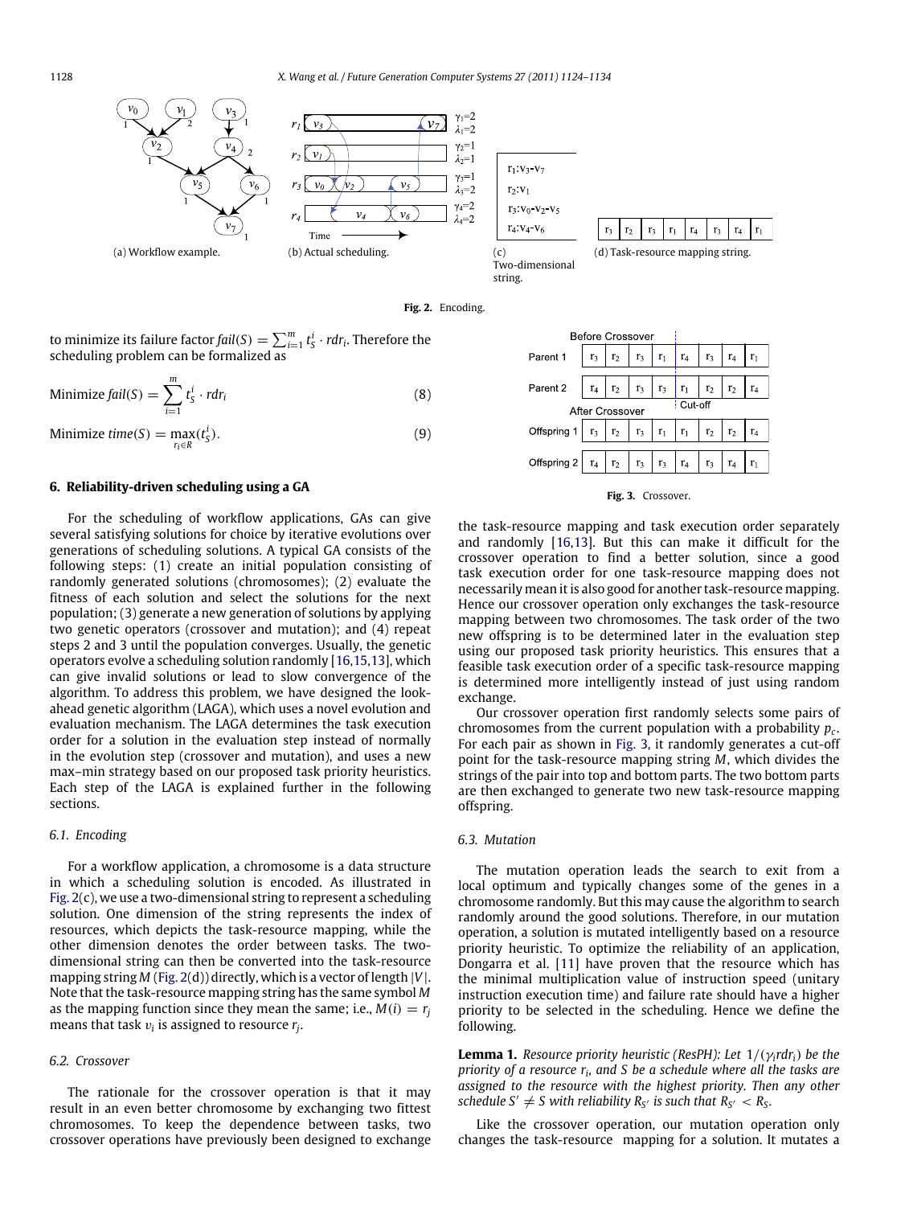(a) Workflow example.

(b) Actual scheduling.

(c) Two-dimensional string.

(d) Task-resource mapping string.

**Fig. 2.** Encoding.

to minimize its failure factor $fail(S) = \sum_{i=1}^{m} t_S^i \cdot rdr_i$. Therefore the scheduling problem can be formalized as

$$\text{Minimize } fail(S) = \sum_{i=1}^{m} t_S^i \cdot rdr_i \tag{8}$$

$$\text{Minimize } time(S) = \max_{r_i \in R}(t_S^i). \tag{9}$$

## 6. Reliability-driven scheduling using a GA

For the scheduling of workflow applications, GAs can give several satisfying solutions for choice by iterative evolutions over generations of scheduling solutions. A typical GA consists of the following steps: (1) create an initial population consisting of randomly generated solutions (chromosomes); (2) evaluate the fitness of each solution and select the solutions for the next population; (3) generate a new generation of solutions by applying two genetic operators (crossover and mutation); and (4) repeat steps 2 and 3 until the population converges. Usually, the genetic operators evolve a scheduling solution randomly [16,15,13], which can give invalid solutions or lead to slow convergence of the algorithm. To address this problem, we have designed the look-ahead genetic algorithm (LAGA), which uses a novel evolution and evaluation mechanism. The LAGA determines the task execution order for a solution in the evaluation step instead of normally in the evolution step (crossover and mutation), and uses a new max–min strategy based on our proposed task priority heuristics. Each step of the LAGA is explained further in the following sections.

### 6.1. Encoding

For a workflow application, a chromosome is a data structure in which a scheduling solution is encoded. As illustrated in Fig. 2(c), we use a two-dimensional string to represent a scheduling solution. One dimension of the string represents the index of resources, which depicts the task-resource mapping, while the other dimension denotes the order between tasks. The two-dimensional string can then be converted into the task-resource mapping string $M$ (Fig. 2(d)) directly, which is a vector of length $|V|$. Note that the task-resource mapping string has the same symbol $M$ as the mapping function since they mean the same; i.e., $M(i) = r_j$ means that task $v_i$ is assigned to resource $r_j$.

### 6.2. Crossover

The rationale for the crossover operation is that it may result in an even better chromosome by exchanging two fittest chromosomes. To keep the dependence between tasks, two crossover operations have previously been designed to exchange the task-resource mapping and task execution order separately and randomly [16,13]. But this can make it difficult for the crossover operation to find a better solution, since a good task execution order for one task-resource mapping does not necessarily mean it is also good for another task-resource mapping. Hence our crossover operation only exchanges the task-resource mapping between two chromosomes. The task order of the two new offspring is to be determined later in the evaluation step using our proposed task priority heuristics. This ensures that a feasible task execution order of a specific task-resource mapping is determined more intelligently instead of just using random exchange.

Our crossover operation first randomly selects some pairs of chromosomes from the current population with a probability $p_c$. For each pair as shown in Fig. 3, it randomly generates a cut-off point for the task-resource mapping string $M$, which divides the strings of the pair into top and bottom parts. The two bottom parts are then exchanged to generate two new task-resource mapping offspring.

**Fig. 3.** Crossover.

### 6.3. Mutation

The mutation operation leads the search to exit from a local optimum and typically changes some of the genes in a chromosome randomly. But this may cause the algorithm to search randomly around the good solutions. Therefore, in our mutation operation, a solution is mutated intelligently based on a resource priority heuristic. To optimize the reliability of an application, Dongarra et al. [11] have proven that the resource which has the minimal multiplication value of instruction speed (unitary instruction execution time) and failure rate should have a higher priority to be selected in the scheduling. Hence we define the following.

**Lemma 1.** *Resource priority heuristic (ResPH): Let $1/(\gamma_i rdr_i)$ be the priority of a resource $r_i$, and $S$ be a schedule where all the tasks are assigned to the resource with the highest priority. Then any other schedule $S' \neq S$ with reliability $R_{S'}$ is such that $R_{S'} < R_S$.*

Like the crossover operation, our mutation operation only changes the task-resource mapping for a solution. It mutates a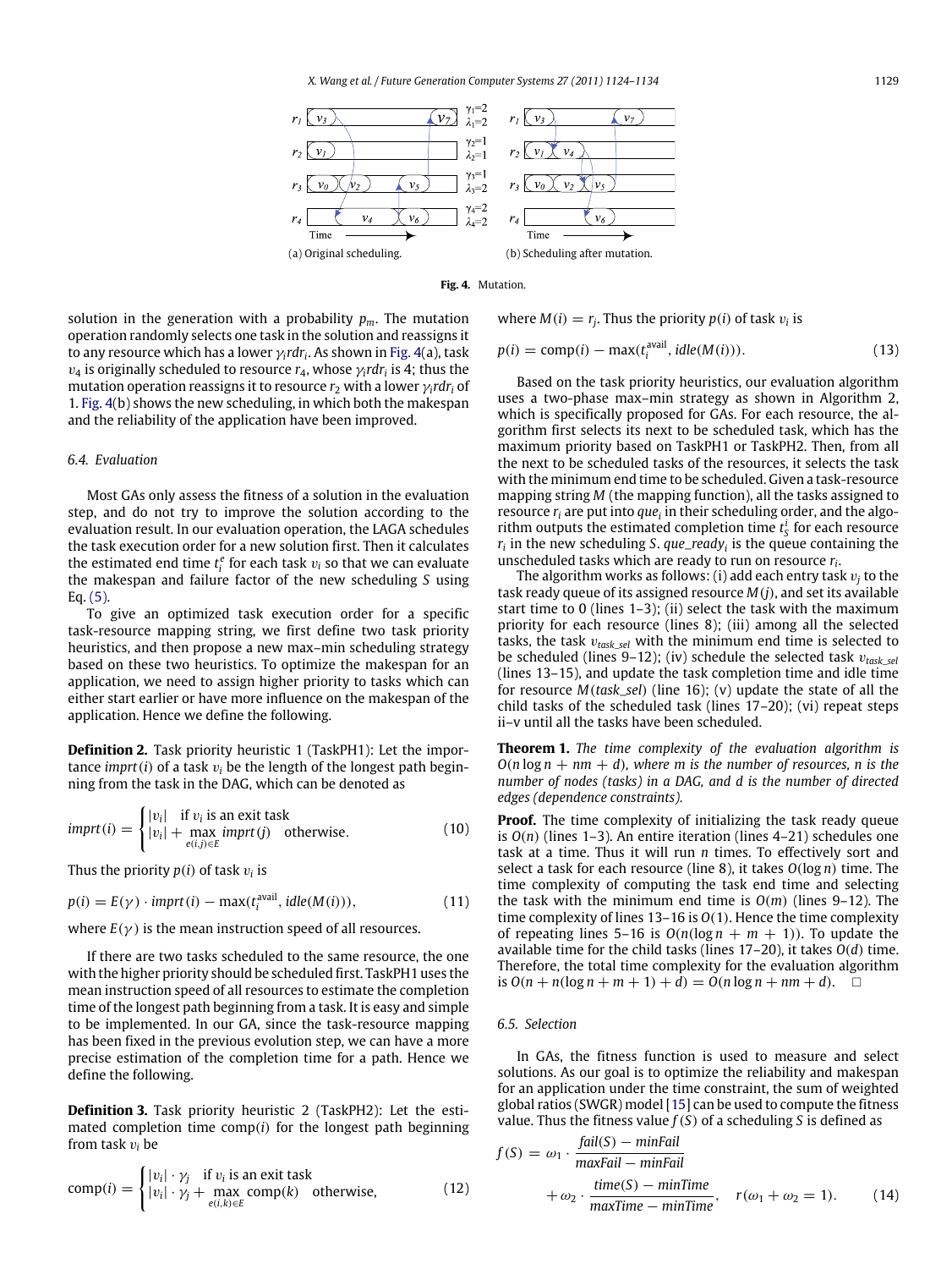(a) Original scheduling.

(b) Scheduling after mutation.

**Fig. 4.** Mutation.

solution in the generation with a probability $p_m$. The mutation operation randomly selects one task in the solution and reassigns it to any resource which has a lower $\gamma_i rdr_i$. As shown in Fig. 4(a), task $v_4$ is originally scheduled to resource $r_4$, whose $\gamma_i rdr_i$ is 4; thus the mutation operation reassigns it to resource $r_2$ with a lower $\gamma_i rdr_i$ of 1. Fig. 4(b) shows the new scheduling, in which both the makespan and the reliability of the application have been improved.

### 6.4. Evaluation

Most GAs only assess the fitness of a solution in the evaluation step, and do not try to improve the solution according to the evaluation result. In our evaluation operation, the LAGA schedules the task execution order for a new solution first. Then it calculates the estimated end time $t_i^e$ for each task $v_i$ so that we can evaluate the makespan and failure factor of the new scheduling $S$ using Eq. (5).

To give an optimized task execution order for a specific task-resource mapping string, we first define two task priority heuristics, and then propose a new max–min scheduling strategy based on these two heuristics. To optimize the makespan for an application, we need to assign higher priority to tasks which can either start earlier or have more influence on the makespan of the application. Hence we define the following.

**Definition 2.** Task priority heuristic 1 (TaskPH1): Let the importance $imprt(i)$ of a task $v_i$ be the length of the longest path beginning from the task in the DAG, which can be denoted as

$$imprt(i) = \begin{cases} |v_i| & \text{if } v_i \text{ is an exit task} \\ |v_i| + \max\limits_{e(i,j)\in E} imprt(j) & \text{otherwise.} \end{cases} \quad (10)$$

Thus the priority $p(i)$ of task $v_i$ is

$$p(i) = E(\gamma) \cdot imprt(i) - \max(t_i^{\text{avail}}, idle(M(i))), \quad (11)$$

where $E(\gamma)$ is the mean instruction speed of all resources.

If there are two tasks scheduled to the same resource, the one with the higher priority should be scheduled first. TaskPH1 uses the mean instruction speed of all resources to estimate the completion time of the longest path beginning from a task. It is easy and simple to be implemented. In our GA, since the task-resource mapping has been fixed in the previous evolution step, we can have a more precise estimation of the completion time for a path. Hence we define the following.

**Definition 3.** Task priority heuristic 2 (TaskPH2): Let the estimated completion time $\text{comp}(i)$ for the longest path beginning from task $v_i$ be

$$\text{comp}(i) = \begin{cases} |v_i| \cdot \gamma_j & \text{if } v_i \text{ is an exit task} \\ |v_i| \cdot \gamma_j + \max\limits_{e(i,k)\in E} \text{comp}(k) & \text{otherwise,} \end{cases} \quad (12)$$

where $M(i) = r_j$. Thus the priority $p(i)$ of task $v_i$ is

$$p(i) = \text{comp}(i) - \max(t_i^{\text{avail}}, idle(M(i))). \quad (13)$$

Based on the task priority heuristics, our evaluation algorithm uses a two-phase max–min strategy as shown in Algorithm 2, which is specifically proposed for GAs. For each resource, the algorithm first selects its next to be scheduled task, which has the maximum priority based on TaskPH1 or TaskPH2. Then, from all the next to be scheduled tasks of the resources, it selects the task with the minimum end time to be scheduled. Given a task-resource mapping string $M$ (the mapping function), all the tasks assigned to resource $r_i$ are put into $que_i$ in their scheduling order, and the algorithm outputs the estimated completion time $t_S^i$ for each resource $r_i$ in the new scheduling $S$. $que\_ready_i$ is the queue containing the unscheduled tasks which are ready to run on resource $r_i$.

The algorithm works as follows: (i) add each entry task $v_j$ to the task ready queue of its assigned resource $M(j)$, and set its available start time to 0 (lines 1–3); (ii) select the task with the maximum priority for each resource (lines 8); (iii) among all the selected tasks, the task $v_{task\_sel}$ with the minimum end time is selected to be scheduled (lines 9–12); (iv) schedule the selected task $v_{task\_sel}$ (lines 13–15), and update the task completion time and idle time for resource $M(task\_sel)$ (line 16); (v) update the state of all the child tasks of the scheduled task (lines 17–20); (vi) repeat steps ii–v until all the tasks have been scheduled.

**Theorem 1.** *The time complexity of the evaluation algorithm is $O(n \log n + nm + d)$, where $m$ is the number of resources, $n$ is the number of nodes (tasks) in a DAG, and $d$ is the number of directed edges (dependence constraints).*

**Proof.** The time complexity of initializing the task ready queue is $O(n)$ (lines 1–3). An entire iteration (lines 4–21) schedules one task at a time. Thus it will run $n$ times. To effectively sort and select a task for each resource (line 8), it takes $O(\log n)$ time. The time complexity of computing the task end time and selecting the task with the minimum end time is $O(m)$ (lines 9–12). The time complexity of lines 13–16 is $O(1)$. Hence the time complexity of repeating lines 5–16 is $O(n(\log n + m + 1))$. To update the available time for the child tasks (lines 17–20), it takes $O(d)$ time. Therefore, the total time complexity for the evaluation algorithm is $O(n + n(\log n + m + 1) + d) = O(n \log n + nm + d)$. □

### 6.5. Selection

In GAs, the fitness function is used to measure and select solutions. As our goal is to optimize the reliability and makespan for an application under the time constraint, the sum of weighted global ratios (SWGR) model [15] can be used to compute the fitness value. Thus the fitness value $f(S)$ of a scheduling $S$ is defined as

$$f(S) = \omega_1 \cdot \frac{fail(S) - minFail}{maxFail - minFail} + \omega_2 \cdot \frac{time(S) - minTime}{maxTime - minTime}, \quad r(\omega_1 + \omega_2 = 1). \quad (14)$$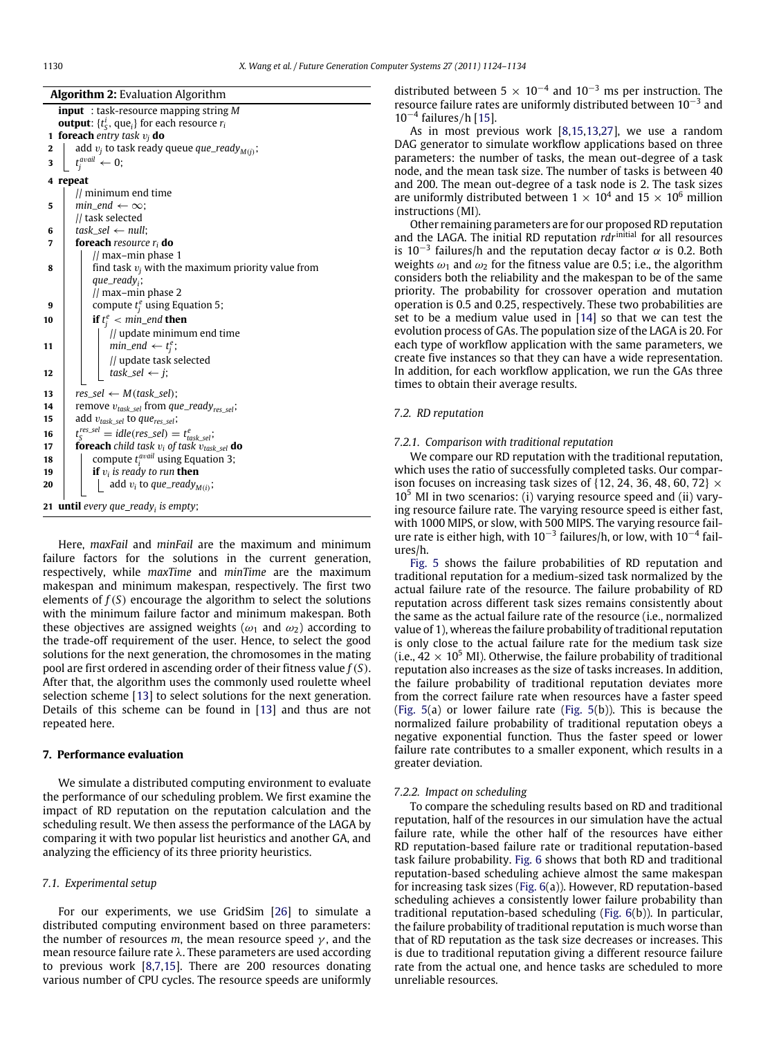**Algorithm 2:** Evaluation Algorithm

```
   input  : task-resource mapping string M
   output: {t_S^i, que_i} for each resource r_i
 1 foreach entry task v_j do
 2     add v_j to task ready queue que_ready_M(j);
 3     t_j^avail ← 0;
 4 repeat
       // minimum end time
 5     min_end ← ∞;
       // task selected
 6     task_sel ← null;
 7     foreach resource r_i do
           // max–min phase 1
 8         find task v_j with the maximum priority value from que_ready_i;
           // max–min phase 2
 9         compute t_j^e using Equation 5;
10         if t_j^e < min_end then
               // update minimum end time
11             min_end ← t_j^e;
               // update task selected
12             task_sel ← j;
13     res_sel ← M(task_sel);
14     remove v_task_sel from que_ready_res_sel;
15     add v_task_sel to que_res_sel;
16     t_S^res_sel = idle(res_sel) = t_task_sel^e;
17     foreach child task v_i of task v_task_sel do
18         compute t_i^avail using Equation 3;
19         if v_i is ready to run then
20             add v_i to que_ready_M(i);
21 until every que_ready_i is empty;
```

Here, *maxFail* and *minFail* are the maximum and minimum failure factors for the solutions in the current generation, respectively, while *maxTime* and *minTime* are the maximum makespan and minimum makespan, respectively. The first two elements of $f(S)$ encourage the algorithm to select the solutions with the minimum failure factor and minimum makespan. Both these objectives are assigned weights ($\omega_1$ and $\omega_2$) according to the trade-off requirement of the user. Hence, to select the good solutions for the next generation, the chromosomes in the mating pool are first ordered in ascending order of their fitness value $f(S)$. After that, the algorithm uses the commonly used roulette wheel selection scheme [13] to select solutions for the next generation. Details of this scheme can be found in [13] and thus are not repeated here.

## 7. Performance evaluation

We simulate a distributed computing environment to evaluate the performance of our scheduling problem. We first examine the impact of RD reputation on the reputation calculation and the scheduling result. We then assess the performance of the LAGA by comparing it with two popular list heuristics and another GA, and analyzing the efficiency of its three priority heuristics.

### 7.1. Experimental setup

For our experiments, we use GridSim [26] to simulate a distributed computing environment based on three parameters: the number of resources $m$, the mean resource speed $\gamma$, and the mean resource failure rate $\lambda$. These parameters are used according to previous work [8,7,15]. There are 200 resources donating various number of CPU cycles. The resource speeds are uniformly distributed between $5 \times 10^{-4}$ and $10^{-3}$ ms per instruction. The resource failure rates are uniformly distributed between $10^{-3}$ and $10^{-4}$ failures/h [15].

As in most previous work [8,15,13,27], we use a random DAG generator to simulate workflow applications based on three parameters: the number of tasks, the mean out-degree of a task node, and the mean task size. The number of tasks is between 40 and 200. The mean out-degree of a task node is 2. The task sizes are uniformly distributed between $1 \times 10^4$ and $15 \times 10^6$ million instructions (MI).

Other remaining parameters are for our proposed RD reputation and the LAGA. The initial RD reputation $rdr^{\text{initial}}$ for all resources is $10^{-3}$ failures/h and the reputation decay factor $\alpha$ is 0.2. Both weights $\omega_1$ and $\omega_2$ for the fitness value are 0.5; i.e., the algorithm considers both the reliability and the makespan to be of the same priority. The probability for crossover operation and mutation operation is 0.5 and 0.25, respectively. These two probabilities are set to be a medium value used in [14] so that we can test the evolution process of GAs. The population size of the LAGA is 20. For each type of workflow application with the same parameters, we create five instances so that they can have a wide representation. In addition, for each workflow application, we run the GAs three times to obtain their average results.

### 7.2. RD reputation

#### 7.2.1. Comparison with traditional reputation

We compare our RD reputation with the traditional reputation, which uses the ratio of successfully completed tasks. Our comparison focuses on increasing task sizes of $\{12, 24, 36, 48, 60, 72\} \times 10^5$ MI in two scenarios: (i) varying resource speed and (ii) varying resource failure rate. The varying resource speed is either fast, with 1000 MIPS, or slow, with 500 MIPS. The varying resource failure rate is either high, with $10^{-3}$ failures/h, or low, with $10^{-4}$ failures/h.

Fig. 5 shows the failure probabilities of RD reputation and traditional reputation for a medium-sized task normalized by the actual failure rate of the resource. The failure probability of RD reputation across different task sizes remains consistently about the same as the actual failure rate of the resource (i.e., normalized value of 1), whereas the failure probability of traditional reputation is only close to the actual failure rate for the medium task size (i.e., $42 \times 10^5$ MI). Otherwise, the failure probability of traditional reputation also increases as the size of tasks increases. In addition, the failure probability of traditional reputation deviates more from the correct failure rate when resources have a faster speed (Fig. 5(a) or lower failure rate (Fig. 5(b)). This is because the normalized failure probability of traditional reputation obeys a negative exponential function. Thus the faster speed or lower failure rate contributes to a smaller exponent, which results in a greater deviation.

#### 7.2.2. Impact on scheduling

To compare the scheduling results based on RD and traditional reputation, half of the resources in our simulation have the actual failure rate, while the other half of the resources have either RD reputation-based failure rate or traditional reputation-based task failure probability. Fig. 6 shows that both RD and traditional reputation-based scheduling achieve almost the same makespan for increasing task sizes (Fig. 6(a)). However, RD reputation-based scheduling achieves a consistently lower failure probability than traditional reputation-based scheduling (Fig. 6(b)). In particular, the failure probability of traditional reputation is much worse than that of RD reputation as the task size decreases or increases. This is due to traditional reputation giving a different resource failure rate from the actual one, and hence tasks are scheduled to more unreliable resources.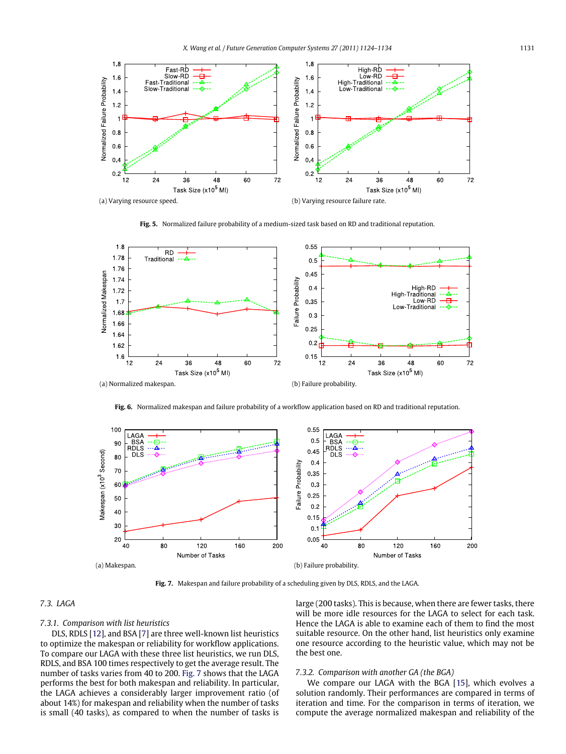(a) Varying resource speed.

(b) Varying resource failure rate.

**Fig. 5.** Normalized failure probability of a medium-sized task based on RD and traditional reputation.

(a) Normalized makespan.

(b) Failure probability.

**Fig. 6.** Normalized makespan and failure probability of a workflow application based on RD and traditional reputation.

(a) Makespan.

(b) Failure probability.

**Fig. 7.** Makespan and failure probability of a scheduling given by DLS, RDLS, and the LAGA.

### 7.3. LAGA

#### 7.3.1. Comparison with list heuristics

DLS, RDLS [12], and BSA [7] are three well-known list heuristics to optimize the makespan or reliability for workflow applications. To compare our LAGA with these three list heuristics, we run DLS, RDLS, and BSA 100 times respectively to get the average result. The number of tasks varies from 40 to 200. Fig. 7 shows that the LAGA performs the best for both makespan and reliability. In particular, the LAGA achieves a considerably larger improvement ratio (of about 14%) for makespan and reliability when the number of tasks is small (40 tasks), as compared to when the number of tasks is large (200 tasks). This is because, when there are fewer tasks, there will be more idle resources for the LAGA to select for each task. Hence the LAGA is able to examine each of them to find the most suitable resource. On the other hand, list heuristics only examine one resource according to the heuristic value, which may not be the best one.

#### 7.3.2. Comparison with another GA (the BGA)

We compare our LAGA with the BGA [15], which evolves a solution randomly. Their performances are compared in terms of iteration and time. For the comparison in terms of iteration, we compute the average normalized makespan and reliability of the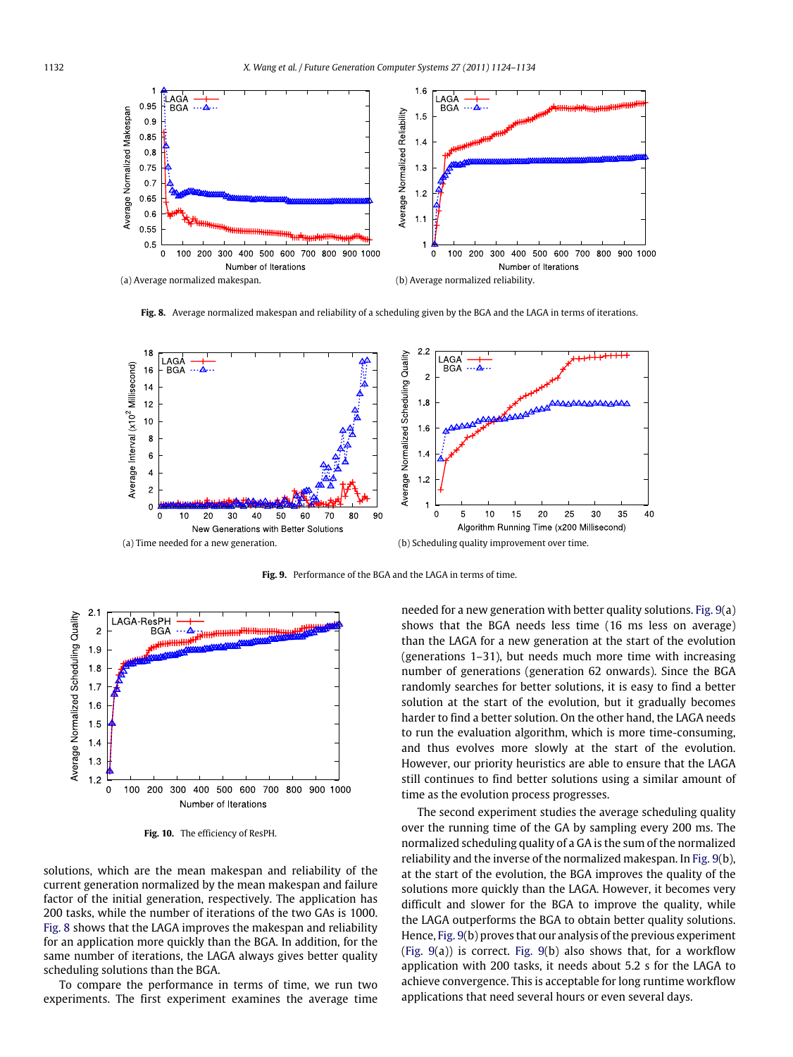(a) Average normalized makespan.

(b) Average normalized reliability.

**Fig. 8.** Average normalized makespan and reliability of a scheduling given by the BGA and the LAGA in terms of iterations.

(a) Time needed for a new generation.

(b) Scheduling quality improvement over time.

**Fig. 9.** Performance of the BGA and the LAGA in terms of time.

**Fig. 10.** The efficiency of ResPH.

solutions, which are the mean makespan and reliability of the current generation normalized by the mean makespan and failure factor of the initial generation, respectively. The application has 200 tasks, while the number of iterations of the two GAs is 1000. Fig. 8 shows that the LAGA improves the makespan and reliability for an application more quickly than the BGA. In addition, for the same number of iterations, the LAGA always gives better quality scheduling solutions than the BGA.

To compare the performance in terms of time, we run two experiments. The first experiment examines the average time needed for a new generation with better quality solutions. Fig. 9(a) shows that the BGA needs less time (16 ms less on average) than the LAGA for a new generation at the start of the evolution (generations 1–31), but needs much more time with increasing number of generations (generation 62 onwards). Since the BGA randomly searches for better solutions, it is easy to find a better solution at the start of the evolution, but it gradually becomes harder to find a better solution. On the other hand, the LAGA needs to run the evaluation algorithm, which is more time-consuming, and thus evolves more slowly at the start of the evolution. However, our priority heuristics are able to ensure that the LAGA still continues to find better solutions using a similar amount of time as the evolution process progresses.

The second experiment studies the average scheduling quality over the running time of the GA by sampling every 200 ms. The normalized scheduling quality of a GA is the sum of the normalized reliability and the inverse of the normalized makespan. In Fig. 9(b), at the start of the evolution, the BGA improves the quality of the solutions more quickly than the LAGA. However, it becomes very difficult and slower for the BGA to improve the quality, while the LAGA outperforms the BGA to obtain better quality solutions. Hence, Fig. 9(b) proves that our analysis of the previous experiment (Fig. 9(a)) is correct. Fig. 9(b) also shows that, for a workflow application with 200 tasks, it needs about 5.2 s for the LAGA to achieve convergence. This is acceptable for long runtime workflow applications that need several hours or even several days.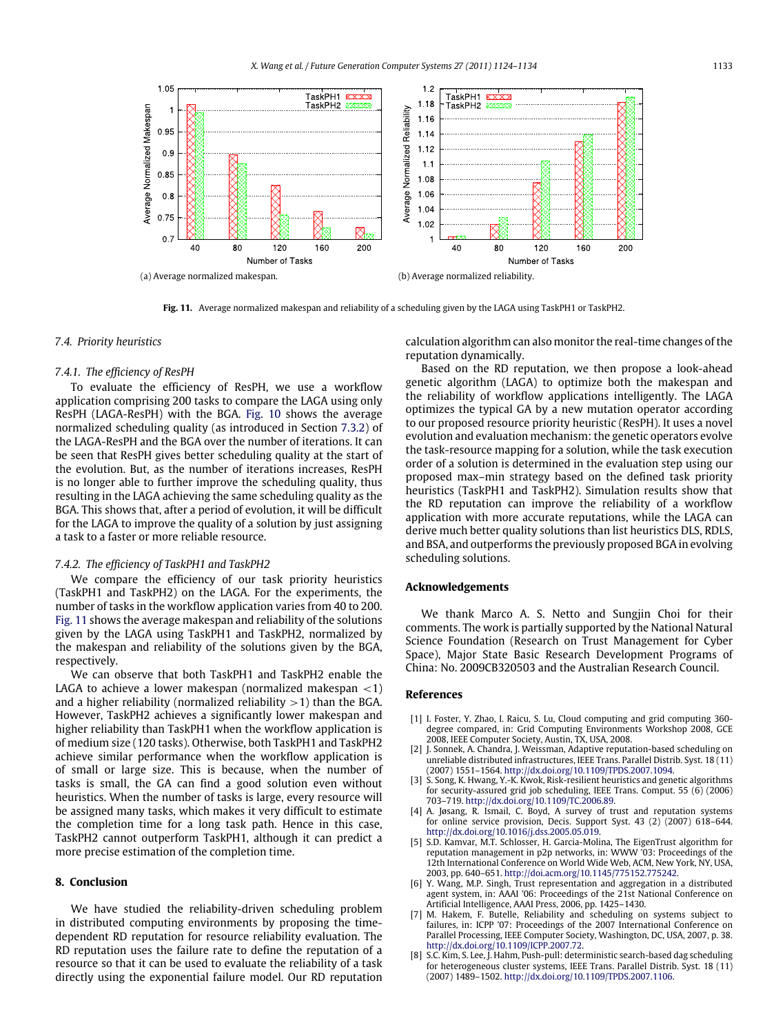1.05
1
0.95
0.9
0.85
0.8
0.75
0.7
Average Normalized Makespan
40 80 120 160 200
Number of Tasks
TaskPH1
TaskPH2

(a) Average normalized makespan.

1.2
1.18
1.16
1.14
1.12
1.1
1.08
1.06
1.04
1.02
1
Average Normalized Reliability
40 80 120 160 200
Number of Tasks
TaskPH1
TaskPH2

(b) Average normalized reliability.

**Fig. 11.** Average normalized makespan and reliability of a scheduling given by the LAGA using TaskPH1 or TaskPH2.

### 7.4. Priority heuristics

#### 7.4.1. The efficiency of ResPH

To evaluate the efficiency of ResPH, we use a workflow application comprising 200 tasks to compare the LAGA using only ResPH (LAGA-ResPH) with the BGA. Fig. 10 shows the average normalized scheduling quality (as introduced in Section 7.3.2) of the LAGA-ResPH and the BGA over the number of iterations. It can be seen that ResPH gives better scheduling quality at the start of the evolution. But, as the number of iterations increases, ResPH is no longer able to further improve the scheduling quality, thus resulting in the LAGA achieving the same scheduling quality as the BGA. This shows that, after a period of evolution, it will be difficult for the LAGA to improve the quality of a solution by just assigning a task to a faster or more reliable resource.

#### 7.4.2. The efficiency of TaskPH1 and TaskPH2

We compare the efficiency of our task priority heuristics (TaskPH1 and TaskPH2) on the LAGA. For the experiments, the number of tasks in the workflow application varies from 40 to 200. Fig. 11 shows the average makespan and reliability of the solutions given by the LAGA using TaskPH1 and TaskPH2, normalized by the makespan and reliability of the solutions given by the BGA, respectively.

We can observe that both TaskPH1 and TaskPH2 enable the LAGA to achieve a lower makespan (normalized makespan $<1$) and a higher reliability (normalized reliability $>1$) than the BGA. However, TaskPH2 achieves a significantly lower makespan and higher reliability than TaskPH1 when the workflow application is of medium size (120 tasks). Otherwise, both TaskPH1 and TaskPH2 achieve similar performance when the workflow application is of small or large size. This is because, when the number of tasks is small, the GA can find a good solution even without heuristics. When the number of tasks is large, every resource will be assigned many tasks, which makes it very difficult to estimate the completion time for a long task path. Hence in this case, TaskPH2 cannot outperform TaskPH1, although it can predict a more precise estimation of the completion time.

## 8. Conclusion

We have studied the reliability-driven scheduling problem in distributed computing environments by proposing the time-dependent RD reputation for resource reliability evaluation. The RD reputation uses the failure rate to define the reputation of a resource so that it can be used to evaluate the reliability of a task directly using the exponential failure model. Our RD reputation calculation algorithm can also monitor the real-time changes of the reputation dynamically.

Based on the RD reputation, we then propose a look-ahead genetic algorithm (LAGA) to optimize both the makespan and the reliability of workflow applications intelligently. The LAGA optimizes the typical GA by a new mutation operator according to our proposed resource priority heuristic (ResPH). It uses a novel evolution and evaluation mechanism: the genetic operators evolve the task-resource mapping for a solution, while the task execution order of a solution is determined in the evaluation step using our proposed max–min strategy based on the defined task priority heuristics (TaskPH1 and TaskPH2). Simulation results show that the RD reputation can improve the reliability of a workflow application with more accurate reputations, while the LAGA can derive much better quality solutions than list heuristics DLS, RDLS, and BSA, and outperforms the previously proposed BGA in evolving scheduling solutions.

## Acknowledgements

We thank Marco A. S. Netto and Sungjin Choi for their comments. The work is partially supported by the National Natural Science Foundation (Research on Trust Management for Cyber Space), Major State Basic Research Development Programs of China: No. 2009CB320503 and the Australian Research Council.

## References

[1] I. Foster, Y. Zhao, I. Raicu, S. Lu, Cloud computing and grid computing 360-degree compared, in: Grid Computing Environments Workshop 2008, GCE 2008, IEEE Computer Society, Austin, TX, USA, 2008.

[2] J. Sonnek, A. Chandra, J. Weissman, Adaptive reputation-based scheduling on unreliable distributed infrastructures, IEEE Trans. Parallel Distrib. Syst. 18 (11) (2007) 1551–1564. http://dx.doi.org/10.1109/TPDS.2007.1094.

[3] S. Song, K. Hwang, Y.-K. Kwok, Risk-resilient heuristics and genetic algorithms for security-assured grid job scheduling, IEEE Trans. Comput. 55 (6) (2006) 703–719. http://dx.doi.org/10.1109/TC.2006.89.

[4] A. Jøsang, R. Ismail, C. Boyd, A survey of trust and reputation systems for online service provision, Decis. Support Syst. 43 (2) (2007) 618–644. http://dx.doi.org/10.1016/j.dss.2005.05.019.

[5] S.D. Kamvar, M.T. Schlosser, H. Garcia-Molina, The EigenTrust algorithm for reputation management in p2p networks, in: WWW '03: Proceedings of the 12th International Conference on World Wide Web, ACM, New York, NY, USA, 2003, pp. 640–651. http://doi.acm.org/10.1145/775152.775242.

[6] Y. Wang, M.P. Singh, Trust representation and aggregation in a distributed agent system, in: AAAI '06: Proceedings of the 21st National Conference on Artificial Intelligence, AAAI Press, 2006, pp. 1425–1430.

[7] M. Hakem, F. Butelle, Reliability and scheduling on systems subject to failures, in: ICPP '07: Proceedings of the 2007 International Conference on Parallel Processing, IEEE Computer Society, Washington, DC, USA, 2007, p. 38. http://dx.doi.org/10.1109/ICPP.2007.72.

[8] S.C. Kim, S. Lee, J. Hahm, Push-pull: deterministic search-based dag scheduling for heterogeneous cluster systems, IEEE Trans. Parallel Distrib. Syst. 18 (11) (2007) 1489–1502. http://dx.doi.org/10.1109/TPDS.2007.1106.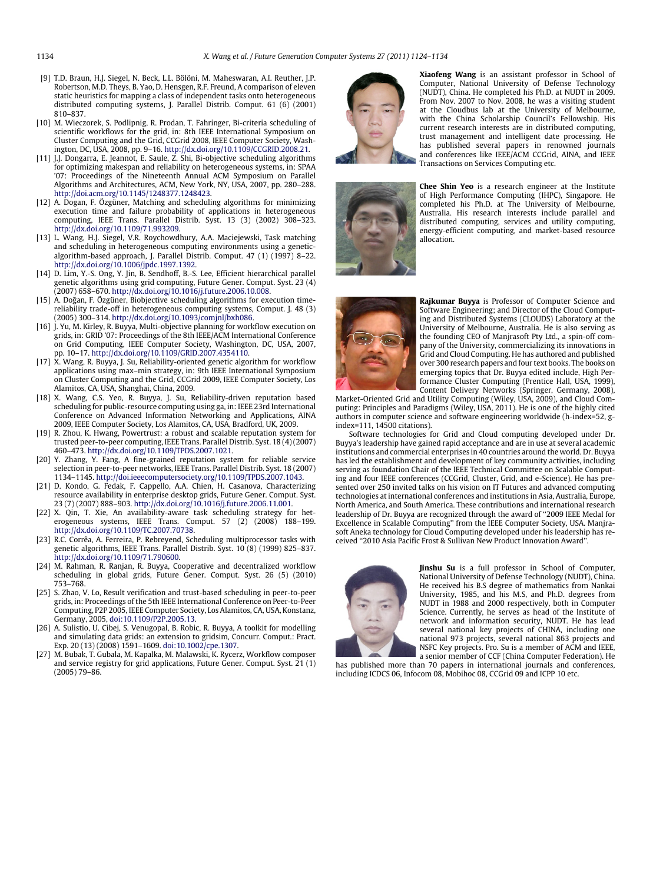[9] T.D. Braun, H.J. Siegel, N. Beck, L.L. Bölöni, M. Maheswaran, A.I. Reuther, J.P. Robertson, M.D. Theys, B. Yao, D. Hensgen, R.F. Freund, A comparison of eleven static heuristics for mapping a class of independent tasks onto heterogeneous distributed computing systems, J. Parallel Distrib. Comput. 61 (6) (2001) 810–837.

[10] M. Wieczorek, S. Podlipnig, R. Prodan, T. Fahringer, Bi-criteria scheduling of scientific workflows for the grid, in: 8th IEEE International Symposium on Cluster Computing and the Grid, CCGrid 2008, IEEE Computer Society, Washington, DC, USA, 2008, pp. 9–16. http://dx.doi.org/10.1109/CCGRID.2008.21.

[11] J.J. Dongarra, E. Jeannot, E. Saule, Z. Shi, Bi-objective scheduling algorithms for optimizing makespan and reliability on heterogeneous systems, in: SPAA '07: Proceedings of the Nineteenth Annual ACM Symposium on Parallel Algorithms and Architectures, ACM, New York, NY, USA, 2007, pp. 280–288. http://doi.acm.org/10.1145/1248377.1248423.

[12] A. Dogan, F. Özgüner, Matching and scheduling algorithms for minimizing execution time and failure probability of applications in heterogeneous computing, IEEE Trans. Parallel Distrib. Syst. 13 (3) (2002) 308–323. http://dx.doi.org/10.1109/71.993209.

[13] L. Wang, H.J. Siegel, V.R. Roychowdhury, A.A. Maciejewski, Task matching and scheduling in heterogeneous computing environments using a genetic-algorithm-based approach, J. Parallel Distrib. Comput. 47 (1) (1997) 8–22. http://dx.doi.org/10.1006/jpdc.1997.1392.

[14] D. Lim, Y.-S. Ong, Y. Jin, B. Sendhoff, B.-S. Lee, Efficient hierarchical parallel genetic algorithms using grid computing, Future Gener. Comput. Syst. 23 (4) (2007) 658–670. http://dx.doi.org/10.1016/j.future.2006.10.008.

[15] A. Doğan, F. Özgüner, Biobjective scheduling algorithms for execution time-reliability trade-off in heterogeneous computing systems, Comput. J. 48 (3) (2005) 300–314. http://dx.doi.org/10.1093/comjnl/bxh086.

[16] J. Yu, M. Kirley, R. Buyya, Multi-objective planning for workflow execution on grids, in: GRID '07: Proceedings of the 8th IEEE/ACM International Conference on Grid Computing, IEEE Computer Society, Washington, DC, USA, 2007, pp. 10–17. http://dx.doi.org/10.1109/GRID.2007.4354110.

[17] X. Wang, R. Buyya, J. Su, Reliability-oriented genetic algorithm for workflow applications using max–min strategy, in: 9th IEEE International Symposium on Cluster Computing and the Grid, CCGrid 2009, IEEE Computer Society, Los Alamitos, CA, USA, Shanghai, China, 2009.

[18] X. Wang, C.S. Yeo, R. Buyya, J. Su, Reliability-driven reputation based scheduling for public-resource computing using ga, in: IEEE 23rd International Conference on Advanced Information Networking and Applications, AINA 2009, IEEE Computer Society, Los Alamitos, CA, USA, Bradford, UK, 2009.

[19] R. Zhou, K. Hwang, Powertrust: a robust and scalable reputation system for trusted peer-to-peer computing, IEEE Trans. Parallel Distrib. Syst. 18 (4) (2007) 460–473. http://dx.doi.org/10.1109/TPDS.2007.1021.

[20] Y. Zhang, Y. Fang, A fine-grained reputation system for reliable service selection in peer-to-peer networks, IEEE Trans. Parallel Distrib. Syst. 18 (2007) 1134–1145. http://doi.ieeecomputersociety.org/10.1109/TPDS.2007.1043.

[21] D. Kondo, G. Fedak, F. Cappello, A.A. Chien, H. Casanova, Characterizing resource availability in enterprise desktop grids, Future Gener. Comput. Syst. 23 (7) (2007) 888–903. http://dx.doi.org/10.1016/j.future.2006.11.001.

[22] X. Qin, T. Xie, An availability-aware task scheduling strategy for heterogeneous systems, IEEE Trans. Comput. 57 (2) (2008) 188–199. http://dx.doi.org/10.1109/TC.2007.70738.

[23] R.C. Corrêa, A. Ferreira, P. Rebreyend, Scheduling multiprocessor tasks with genetic algorithms, IEEE Trans. Parallel Distrib. Syst. 10 (8) (1999) 825–837. http://dx.doi.org/10.1109/71.790600.

[24] M. Rahman, R. Ranjan, R. Buyya, Cooperative and decentralized workflow scheduling in global grids, Future Gener. Comput. Syst. 26 (5) (2010) 753–768.

[25] S. Zhao, V. Lo, Result verification and trust-based scheduling in peer-to-peer grids, in: Proceedings of the 5th IEEE International Conference on Peer-to-Peer Computing, P2P 2005, IEEE Computer Society, Los Alamitos, CA, USA, Konstanz, Germany, 2005, doi:10.1109/P2P.2005.13.

[26] A. Sulistio, U. Cibej, S. Venugopal, B. Robic, R. Buyya, A toolkit for modelling and simulating data grids: an extension to gridsim, Concurr. Comput.: Pract. Exp. 20 (13) (2008) 1591–1609. doi:10.1002/cpe.1307.

[27] M. Bubak, T. Gubala, M. Kapalka, M. Malawski, K. Rycerz, Workflow composer and service registry for grid applications, Future Gener. Comput. Syst. 21 (1) (2005) 79–86.

**Xiaofeng Wang** is an assistant professor in School of Computer, National University of Defense Technology (NUDT), China. He completed his Ph.D. at NUDT in 2009. From Nov. 2007 to Nov. 2008, he was a visiting student at the Cloudbus lab at the University of Melbourne, with the China Scholarship Council's Fellowship. His current research interests are in distributed computing, trust management and intelligent date processing. He has published several papers in renowned journals and conferences like IEEE/ACM CCGrid, AINA, and IEEE Transactions on Services Computing etc.

**Chee Shin Yeo** is a research engineer at the Institute of High Performance Computing (IHPC), Singapore. He completed his Ph.D. at The University of Melbourne, Australia. His research interests include parallel and distributed computing, services and utility computing, energy-efficient computing, and market-based resource allocation.

**Rajkumar Buyya** is Professor of Computer Science and Software Engineering; and Director of the Cloud Computing and Distributed Systems (CLOUDS) Laboratory at the University of Melbourne, Australia. He is also serving as the founding CEO of Manjrasoft Pty Ltd., a spin-off company of the University, commercializing its innovations in Grid and Cloud Computing. He has authored and published over 300 research papers and four text books. The books on emerging topics that Dr. Buyya edited include, High Performance Cluster Computing (Prentice Hall, USA, 1999), Content Delivery Networks (Springer, Germany, 2008), Market-Oriented Grid and Utility Computing (Wiley, USA, 2009), and Cloud Computing: Principles and Paradigms (Wiley, USA, 2011). He is one of the highly cited authors in computer science and software engineering worldwide (h-index=52, g-index=111, 14500 citations).

Software technologies for Grid and Cloud computing developed under Dr. Buyya's leadership have gained rapid acceptance and are in use at several academic institutions and commercial enterprises in 40 countries around the world. Dr. Buyya has led the establishment and development of key community activities, including serving as foundation Chair of the IEEE Technical Committee on Scalable Computing and four IEEE conferences (CCGrid, Cluster, Grid, and e-Science). He has presented over 250 invited talks on his vision on IT Futures and advanced computing technologies at international conferences and institutions in Asia, Australia, Europe, North America, and South America. These contributions and international research leadership of Dr. Buyya are recognized through the award of "2009 IEEE Medal for Excellence in Scalable Computing" from the IEEE Computer Society, USA. Manjrasoft Aneka technology for Cloud Computing developed under his leadership has received "2010 Asia Pacific Frost & Sullivan New Product Innovation Award".

**Jinshu Su** is a full professor in School of Computer, National University of Defense Technology (NUDT), China. He received his B.S degree of mathematics from Nankai University, 1985, and his M.S, and Ph.D. degrees from NUDT in 1988 and 2000 respectively, both in Computer Science. Currently, he serves as head of the Institute of network and information security, NUDT. He has lead several national key projects of CHINA, including one national 973 projects, several national 863 projects and NSFC Key projects. Pro. Su is a member of ACM and IEEE, a senior member of CCF (China Computer Federation). He has published more than 70 papers in international journals and conferences, including ICDCS 06, Infocom 08, Mobihoc 08, CCGrid 09 and ICPP 10 etc.